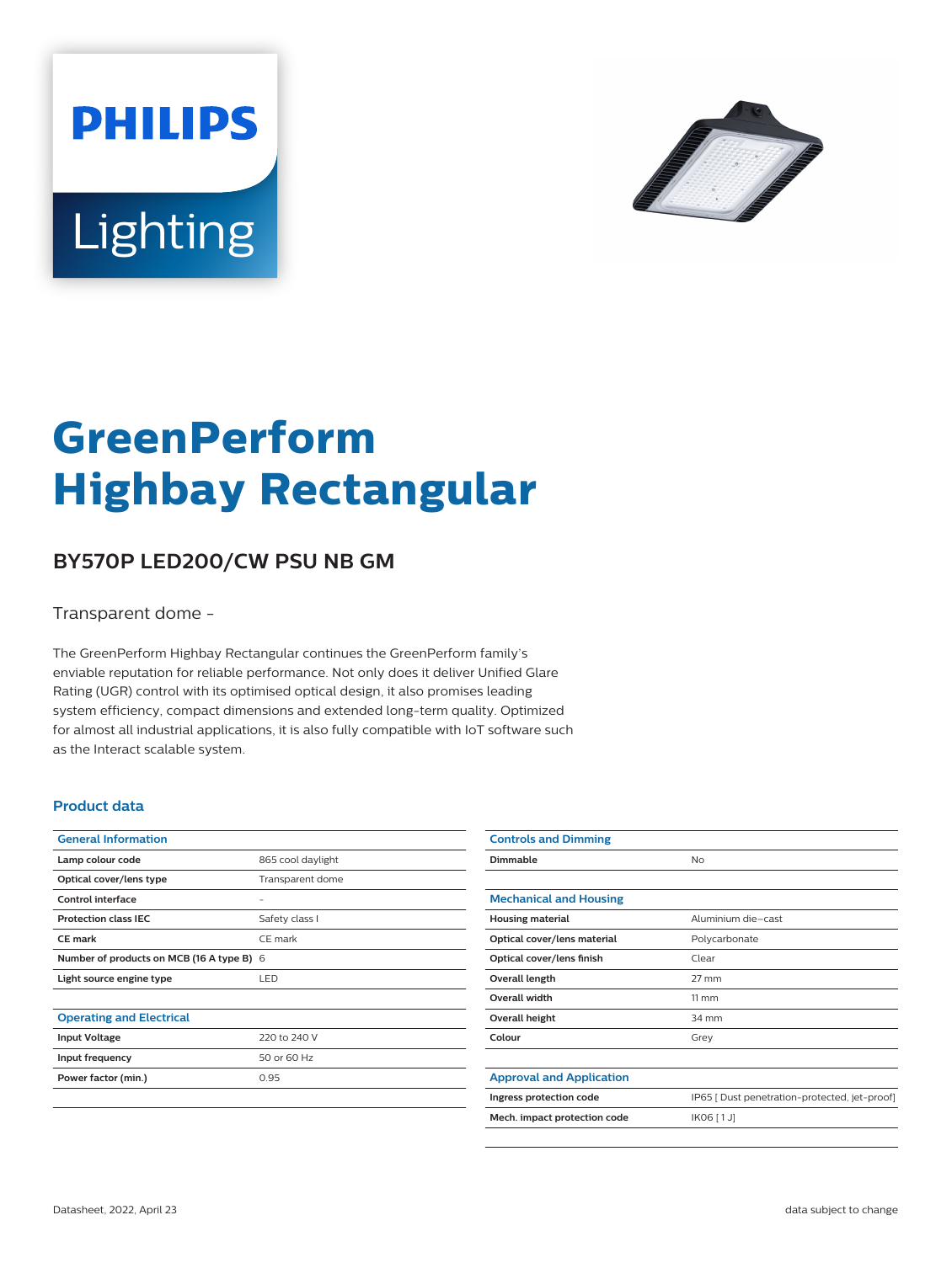PHILIPS

Lighting

# GreenPerform Highbay Rectangular

## BY570P LED200/CW PSU NB GM

Transparent dome -

The GreenPerform Highbay Rectangular continues the GreenPerform family's enviable reputation for reliable performance. Not only does it deliver Unified Glare Rating (UGR) control with its optimised optical design, it also promises leading system efficiency, compact dimensions and extended long-term quality. Optimized for almost all industrial applications, it is also fully compatible with IoT software such as the Interact scalable system.

### Product data

| General Information | |
|---|---|
| Lamp colour code | 865 cool daylight |
| Optical cover/lens type | Transparent dome |
| Control interface | - |
| Protection class IEC | Safety class I |
| CE mark | CE mark |
| Number of products on MCB (16 A type B) | 6 |
| Light source engine type | LED |

| Operating and Electrical | |
|---|---|
| Input Voltage | 220 to 240 V |
| Input frequency | 50 or 60 Hz |
| Power factor (min.) | 0.95 |

| Controls and Dimming | |
|---|---|
| Dimmable | No |

| Mechanical and Housing | |
|---|---|
| Housing material | Aluminium die-cast |
| Optical cover/lens material | Polycarbonate |
| Optical cover/lens finish | Clear |
| Overall length | 27 mm |
| Overall width | 11 mm |
| Overall height | 34 mm |
| Colour | Grey |

| Approval and Application | |
|---|---|
| Ingress protection code | IP65 [ Dust penetration-protected, jet-proof] |
| Mech. impact protection code | IK06 [ 1 J] |

Datasheet, 2022, April 23 — data subject to change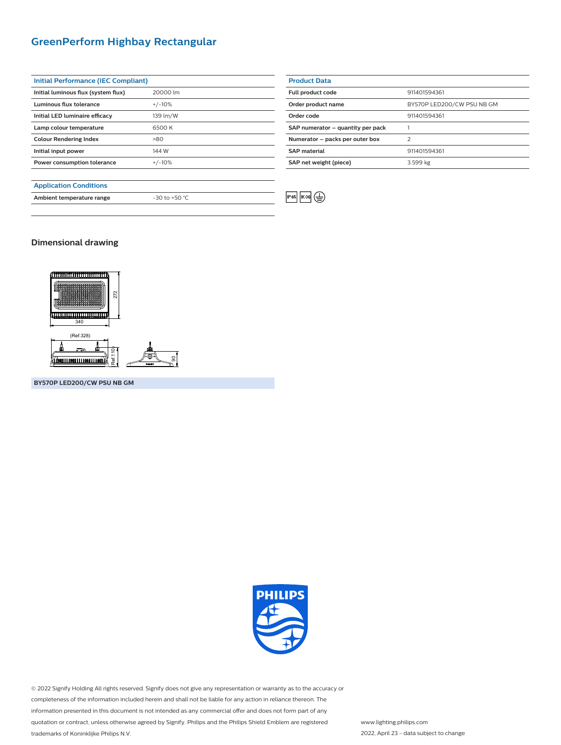## GreenPerform Highbay Rectangular

| Initial Performance (IEC Compliant) | |
|---|---|
| Initial luminous flux (system flux) | 20000 lm |
| Luminous flux tolerance | +/-10% |
| Initial LED luminaire efficacy | 139 lm/W |
| Lamp colour temperature | 6500 K |
| Colour Rendering Index | >80 |
| Initial input power | 144 W |
| Power consumption tolerance | +/-10% |

| Application Conditions | |
|---|---|
| Ambient temperature range | -30 to +50 °C |

| Product Data | |
|---|---|
| Full product code | 911401594361 |
| Order product name | BY570P LED200/CW PSU NB GM |
| Order code | 911401594361 |
| SAP numerator – quantity per pack | 1 |
| Numerator – packs per outer box | 2 |
| SAP material | 911401594361 |
| SAP net weight (piece) | 3.599 kg |

IP65 IK06

### Dimensional drawing

272

340

(Ref.328)

Ref.110

90

**BY570P LED200/CW PSU NB GM**

© 2022 Signify Holding All rights reserved. Signify does not give any representation or warranty as to the accuracy or completeness of the information included herein and shall not be liable for any action in reliance thereon. The information presented in this document is not intended as any commercial offer and does not form part of any quotation or contract, unless otherwise agreed by Signify. Philips and the Philips Shield Emblem are registered trademarks of Koninklijke Philips N.V.

www.lighting.philips.com

2022, April 23 - data subject to change